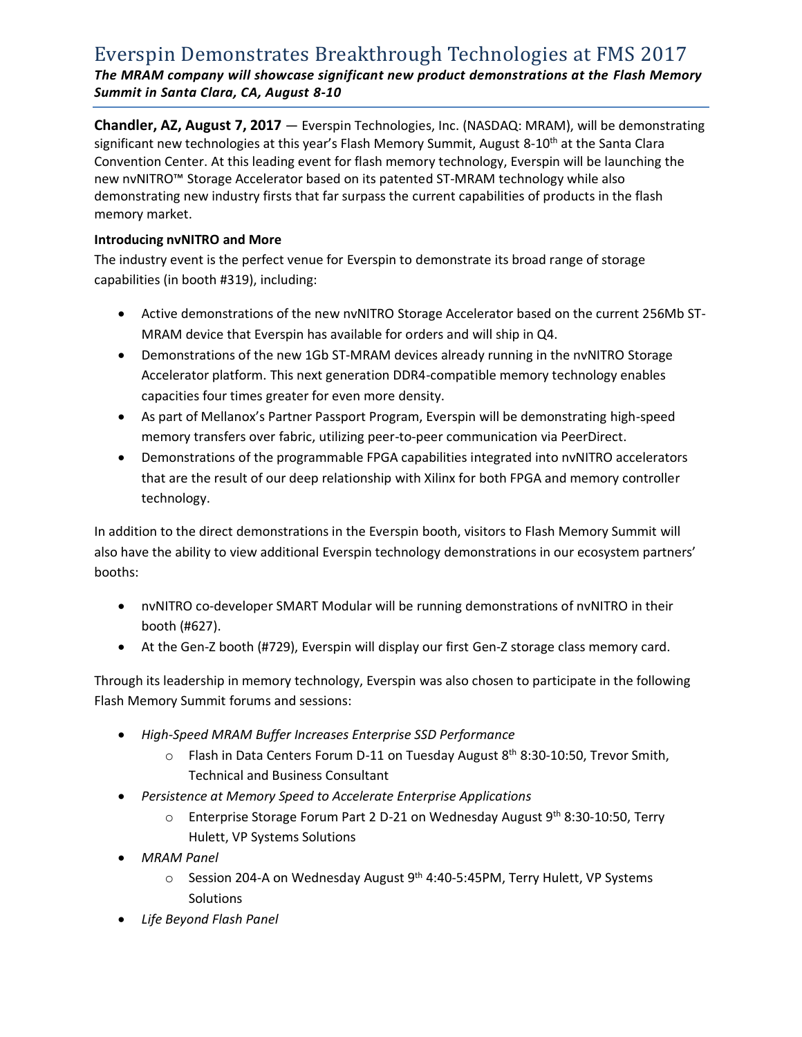# Everspin Demonstrates Breakthrough Technologies at FMS 2017

***The MRAM company will showcase significant new product demonstrations at the Flash Memory Summit in Santa Clara, CA, August 8-10***

**Chandler, AZ, August 7, 2017** — Everspin Technologies, Inc. (NASDAQ: MRAM), will be demonstrating significant new technologies at this year's Flash Memory Summit, August 8-10th at the Santa Clara Convention Center. At this leading event for flash memory technology, Everspin will be launching the new nvNITRO™ Storage Accelerator based on its patented ST-MRAM technology while also demonstrating new industry firsts that far surpass the current capabilities of products in the flash memory market.

**Introducing nvNITRO and More**

The industry event is the perfect venue for Everspin to demonstrate its broad range of storage capabilities (in booth #319), including:

- Active demonstrations of the new nvNITRO Storage Accelerator based on the current 256Mb ST-MRAM device that Everspin has available for orders and will ship in Q4.
- Demonstrations of the new 1Gb ST-MRAM devices already running in the nvNITRO Storage Accelerator platform. This next generation DDR4-compatible memory technology enables capacities four times greater for even more density.
- As part of Mellanox's Partner Passport Program, Everspin will be demonstrating high-speed memory transfers over fabric, utilizing peer-to-peer communication via PeerDirect.
- Demonstrations of the programmable FPGA capabilities integrated into nvNITRO accelerators that are the result of our deep relationship with Xilinx for both FPGA and memory controller technology.

In addition to the direct demonstrations in the Everspin booth, visitors to Flash Memory Summit will also have the ability to view additional Everspin technology demonstrations in our ecosystem partners' booths:

- nvNITRO co-developer SMART Modular will be running demonstrations of nvNITRO in their booth (#627).
- At the Gen-Z booth (#729), Everspin will display our first Gen-Z storage class memory card.

Through its leadership in memory technology, Everspin was also chosen to participate in the following Flash Memory Summit forums and sessions:

- *High-Speed MRAM Buffer Increases Enterprise SSD Performance*
  - Flash in Data Centers Forum D-11 on Tuesday August 8th 8:30-10:50, Trevor Smith, Technical and Business Consultant
- *Persistence at Memory Speed to Accelerate Enterprise Applications*
  - Enterprise Storage Forum Part 2 D-21 on Wednesday August 9th 8:30-10:50, Terry Hulett, VP Systems Solutions
- *MRAM Panel*
  - Session 204-A on Wednesday August 9th 4:40-5:45PM, Terry Hulett, VP Systems Solutions
- *Life Beyond Flash Panel*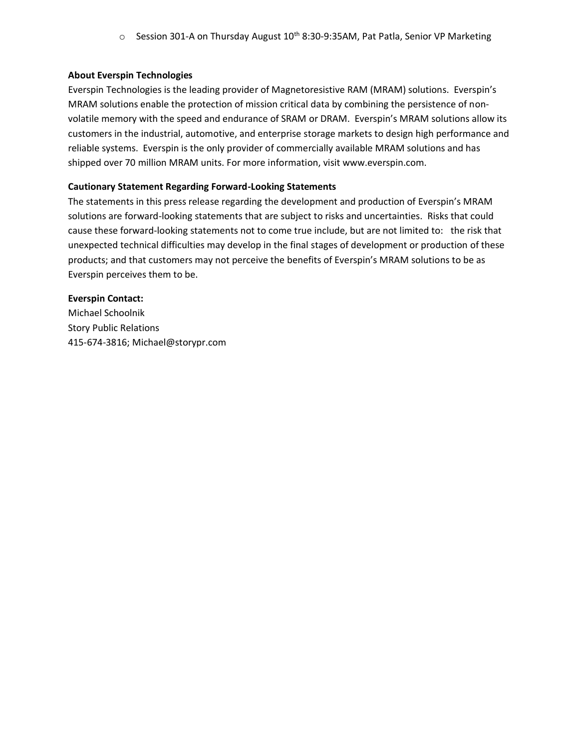- Session 301-A on Thursday August 10th 8:30-9:35AM, Pat Patla, Senior VP Marketing

**About Everspin Technologies**

Everspin Technologies is the leading provider of Magnetoresistive RAM (MRAM) solutions. Everspin's MRAM solutions enable the protection of mission critical data by combining the persistence of non-volatile memory with the speed and endurance of SRAM or DRAM. Everspin's MRAM solutions allow its customers in the industrial, automotive, and enterprise storage markets to design high performance and reliable systems. Everspin is the only provider of commercially available MRAM solutions and has shipped over 70 million MRAM units. For more information, visit www.everspin.com.

**Cautionary Statement Regarding Forward-Looking Statements**

The statements in this press release regarding the development and production of Everspin's MRAM solutions are forward-looking statements that are subject to risks and uncertainties. Risks that could cause these forward-looking statements not to come true include, but are not limited to: the risk that unexpected technical difficulties may develop in the final stages of development or production of these products; and that customers may not perceive the benefits of Everspin's MRAM solutions to be as Everspin perceives them to be.

**Everspin Contact:**

Michael Schoolnik
Story Public Relations
415-674-3816; Michael@storypr.com